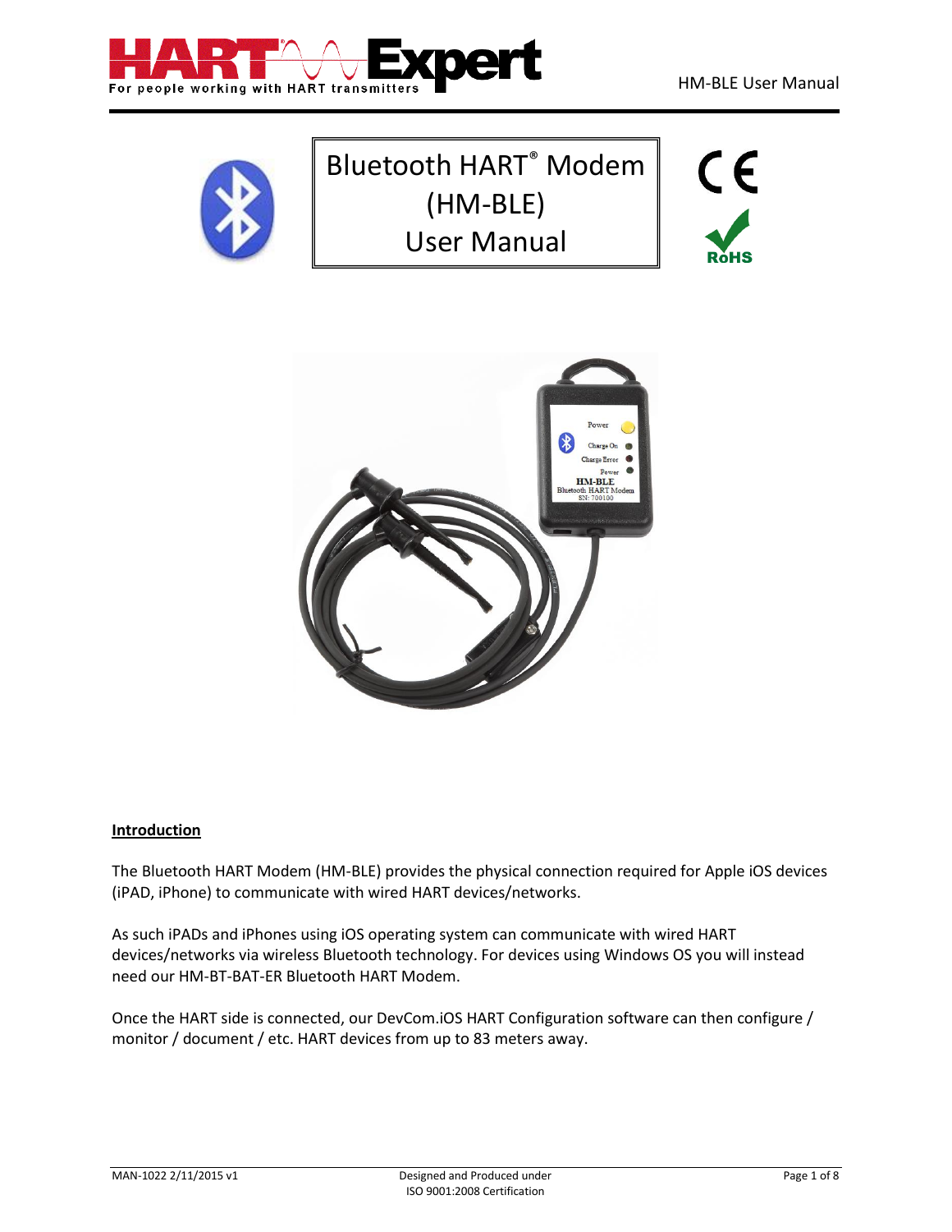# Bluetooth HART® Modem (HM-BLE) User Manual

## Introduction

The Bluetooth HART Modem (HM-BLE) provides the physical connection required for Apple iOS devices (iPAD, iPhone) to communicate with wired HART devices/networks.

As such iPADs and iPhones using iOS operating system can communicate with wired HART devices/networks via wireless Bluetooth technology. For devices using Windows OS you will instead need our HM-BT-BAT-ER Bluetooth HART Modem.

Once the HART side is connected, our DevCom.iOS HART Configuration software can then configure / monitor / document / etc. HART devices from up to 83 meters away.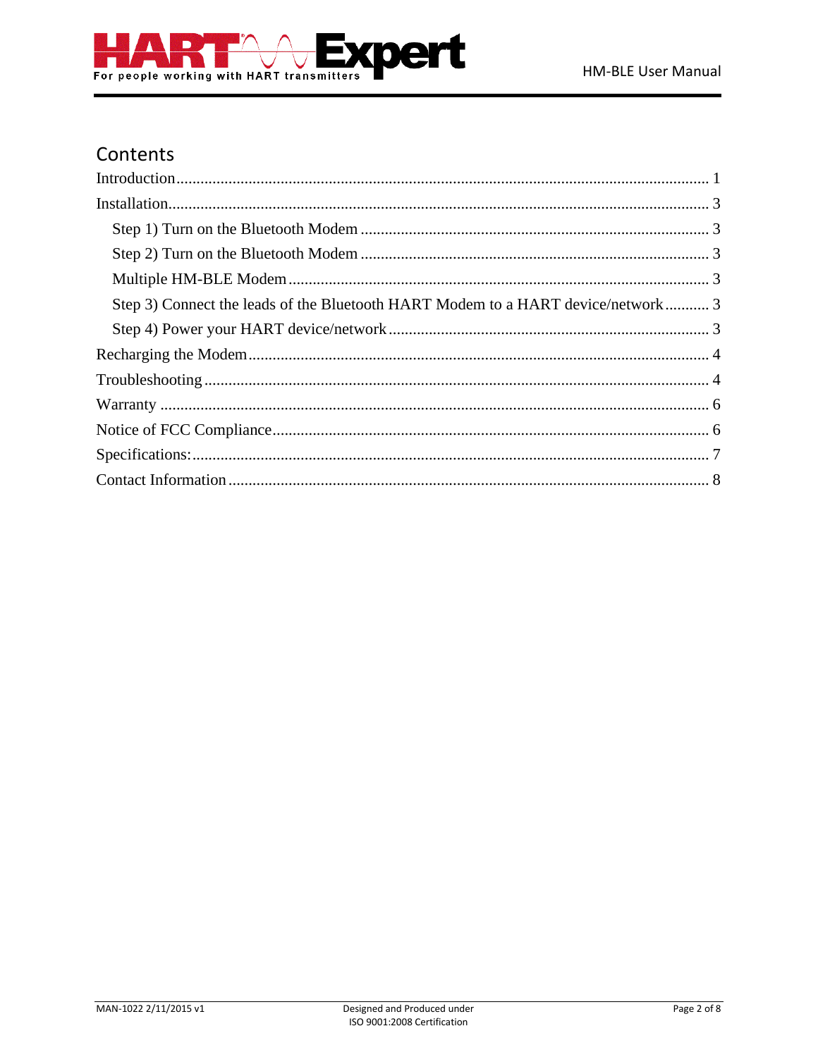# Contents

Introduction .................................................................................................................. 1

Installation .................................................................................................................... 3

- Step 1) Turn on the Bluetooth Modem ...................................................................... 3
- Step 2) Turn on the Bluetooth Modem ...................................................................... 3
- Multiple HM-BLE Modem ........................................................................................ 3
- Step 3) Connect the leads of the Bluetooth HART Modem to a HART device/network ........... 3
- Step 4) Power your HART device/network ................................................................ 3

Recharging the Modem ................................................................................................. 4

Troubleshooting ............................................................................................................ 4

Warranty ....................................................................................................................... 6

Notice of FCC Compliance ............................................................................................ 6

Specifications: ............................................................................................................... 7

Contact Information ...................................................................................................... 8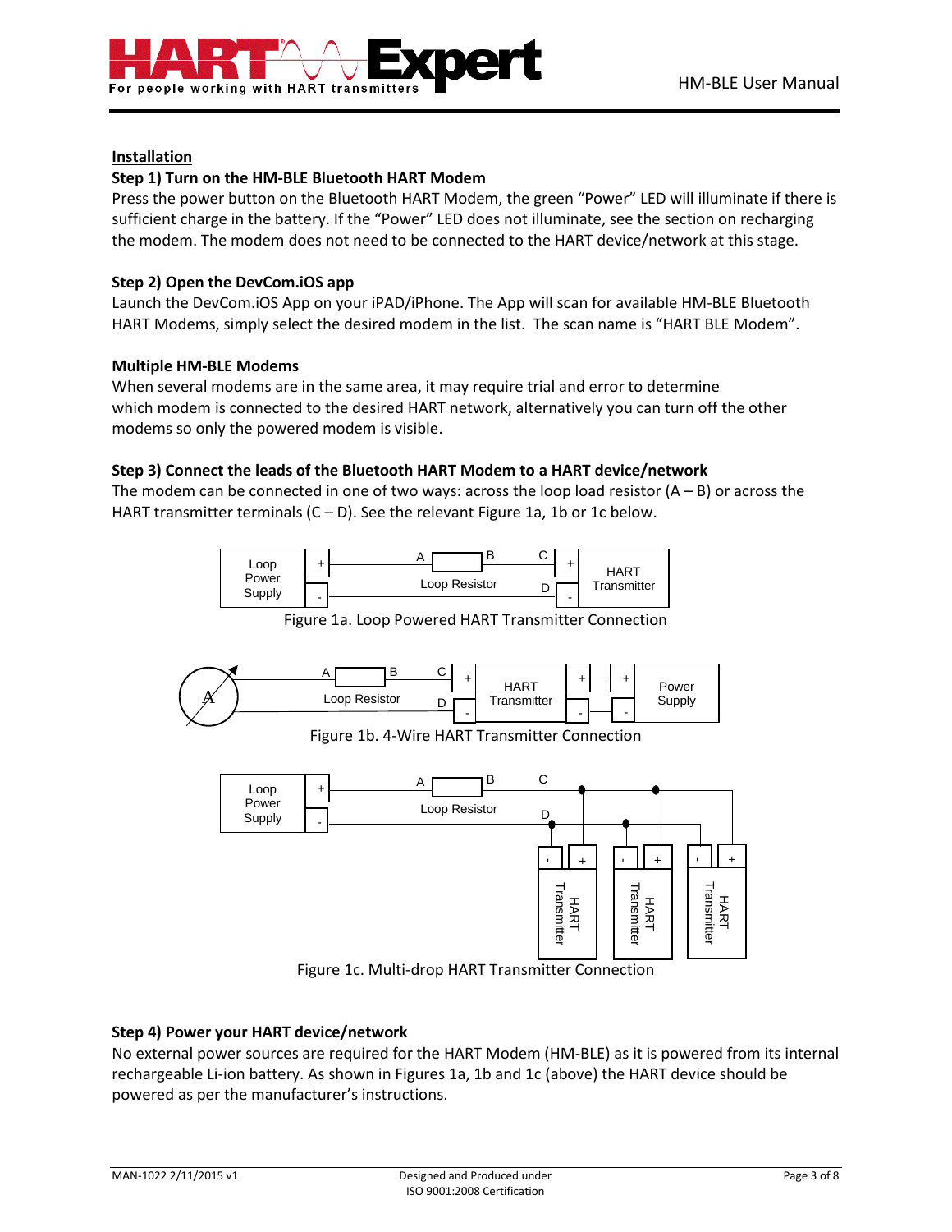## Installation

### Step 1) Turn on the HM-BLE Bluetooth HART Modem

Press the power button on the Bluetooth HART Modem, the green “Power” LED will illuminate if there is sufficient charge in the battery. If the “Power” LED does not illuminate, see the section on recharging the modem. The modem does not need to be connected to the HART device/network at this stage.

### Step 2) Open the DevCom.iOS app

Launch the DevCom.iOS App on your iPAD/iPhone. The App will scan for available HM-BLE Bluetooth HART Modems, simply select the desired modem in the list. The scan name is “HART BLE Modem”.

### Multiple HM-BLE Modems

When several modems are in the same area, it may require trial and error to determine which modem is connected to the desired HART network, alternatively you can turn off the other modems so only the powered modem is visible.

### Step 3) Connect the leads of the Bluetooth HART Modem to a HART device/network

The modem can be connected in one of two ways: across the loop load resistor (A – B) or across the HART transmitter terminals (C – D). See the relevant Figure 1a, 1b or 1c below.

Figure 1a. Loop Powered HART Transmitter Connection

Figure 1b. 4-Wire HART Transmitter Connection

Figure 1c. Multi-drop HART Transmitter Connection

### Step 4) Power your HART device/network

No external power sources are required for the HART Modem (HM-BLE) as it is powered from its internal rechargeable Li-ion battery. As shown in Figures 1a, 1b and 1c (above) the HART device should be powered as per the manufacturer’s instructions.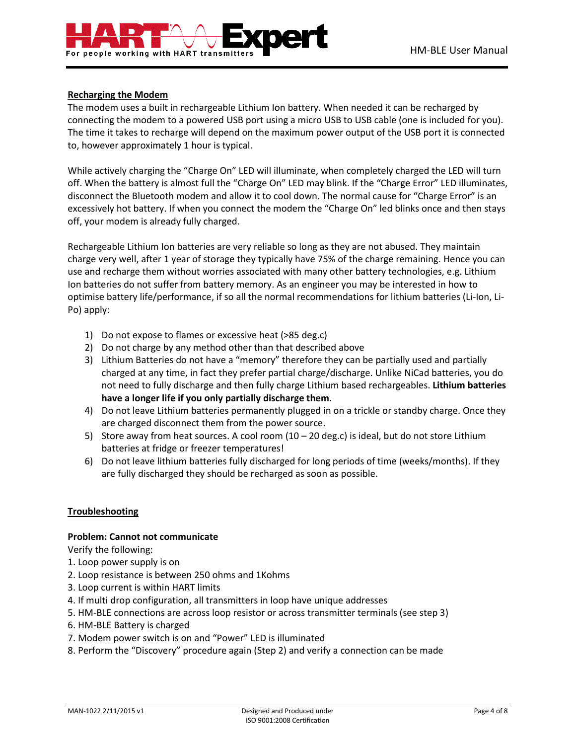## Recharging the Modem

The modem uses a built in rechargeable Lithium Ion battery. When needed it can be recharged by connecting the modem to a powered USB port using a micro USB to USB cable (one is included for you). The time it takes to recharge will depend on the maximum power output of the USB port it is connected to, however approximately 1 hour is typical.

While actively charging the "Charge On" LED will illuminate, when completely charged the LED will turn off. When the battery is almost full the "Charge On" LED may blink. If the "Charge Error" LED illuminates, disconnect the Bluetooth modem and allow it to cool down. The normal cause for "Charge Error" is an excessively hot battery. If when you connect the modem the "Charge On" led blinks once and then stays off, your modem is already fully charged.

Rechargeable Lithium Ion batteries are very reliable so long as they are not abused. They maintain charge very well, after 1 year of storage they typically have 75% of the charge remaining. Hence you can use and recharge them without worries associated with many other battery technologies, e.g. Lithium Ion batteries do not suffer from battery memory. As an engineer you may be interested in how to optimise battery life/performance, if so all the normal recommendations for lithium batteries (Li-Ion, Li-Po) apply:

1) Do not expose to flames or excessive heat (>85 deg.c)
2) Do not charge by any method other than that described above
3) Lithium Batteries do not have a "memory" therefore they can be partially used and partially charged at any time, in fact they prefer partial charge/discharge. Unlike NiCad batteries, you do not need to fully discharge and then fully charge Lithium based rechargeables. **Lithium batteries have a longer life if you only partially discharge them.**
4) Do not leave Lithium batteries permanently plugged in on a trickle or standby charge. Once they are charged disconnect them from the power source.
5) Store away from heat sources. A cool room (10 – 20 deg.c) is ideal, but do not store Lithium batteries at fridge or freezer temperatures!
6) Do not leave lithium batteries fully discharged for long periods of time (weeks/months). If they are fully discharged they should be recharged as soon as possible.

## Troubleshooting

**Problem: Cannot not communicate**

Verify the following:

1. Loop power supply is on
2. Loop resistance is between 250 ohms and 1Kohms
3. Loop current is within HART limits
4. If multi drop configuration, all transmitters in loop have unique addresses
5. HM-BLE connections are across loop resistor or across transmitter terminals (see step 3)
6. HM-BLE Battery is charged
7. Modem power switch is on and "Power" LED is illuminated
8. Perform the "Discovery" procedure again (Step 2) and verify a connection can be made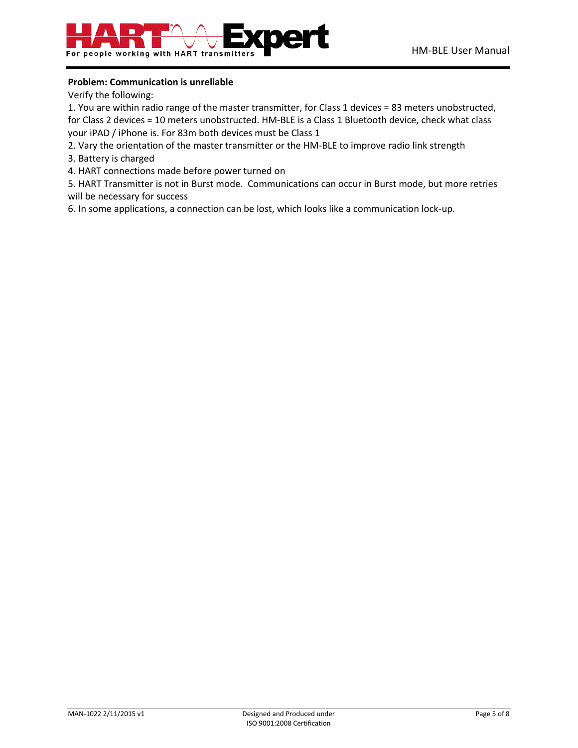**Problem: Communication is unreliable**

Verify the following:

1. You are within radio range of the master transmitter, for Class 1 devices = 83 meters unobstructed, for Class 2 devices = 10 meters unobstructed. HM-BLE is a Class 1 Bluetooth device, check what class your iPAD / iPhone is. For 83m both devices must be Class 1
2. Vary the orientation of the master transmitter or the HM-BLE to improve radio link strength
3. Battery is charged
4. HART connections made before power turned on
5. HART Transmitter is not in Burst mode. Communications can occur in Burst mode, but more retries will be necessary for success
6. In some applications, a connection can be lost, which looks like a communication lock-up.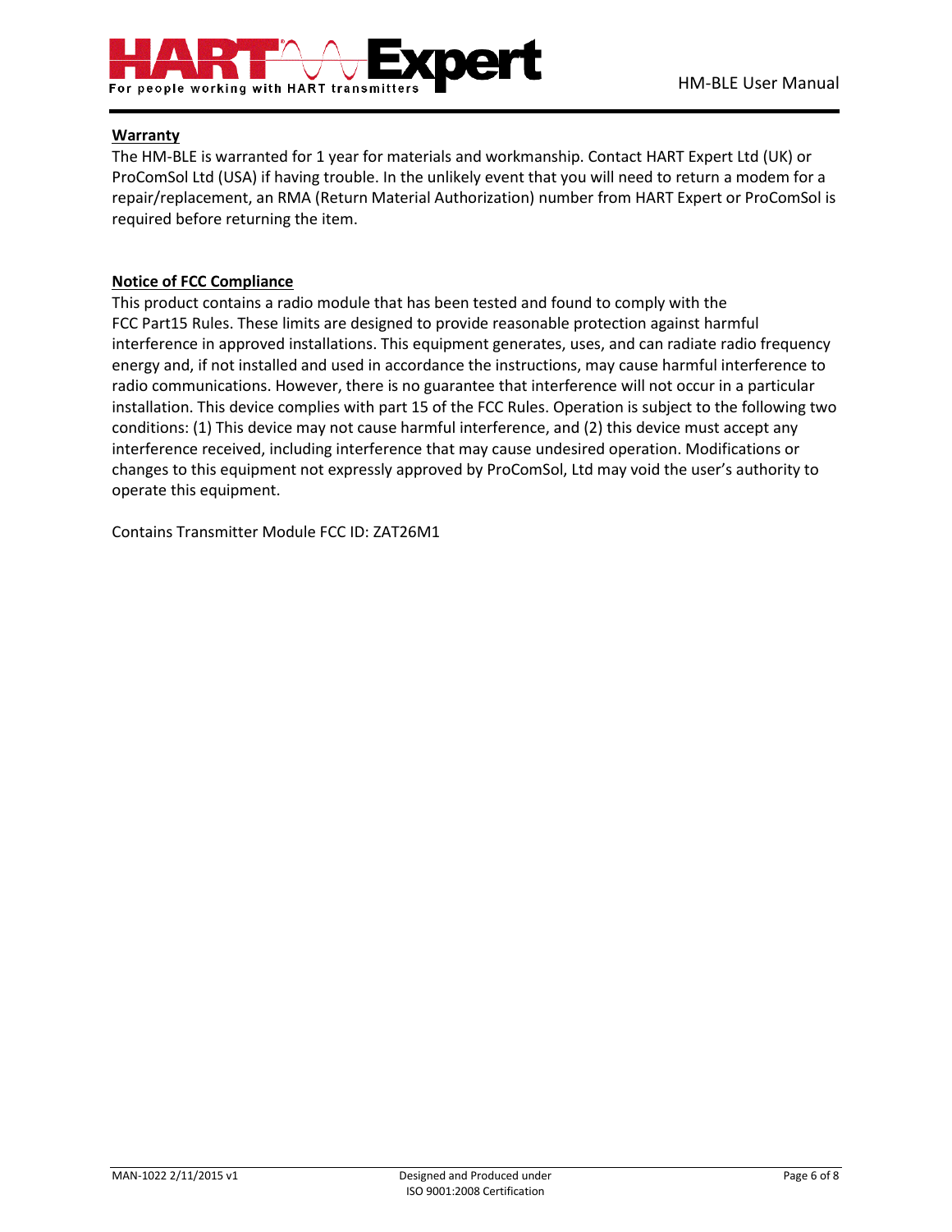**Warranty**

The HM-BLE is warranted for 1 year for materials and workmanship. Contact HART Expert Ltd (UK) or ProComSol Ltd (USA) if having trouble. In the unlikely event that you will need to return a modem for a repair/replacement, an RMA (Return Material Authorization) number from HART Expert or ProComSol is required before returning the item.

**Notice of FCC Compliance**

This product contains a radio module that has been tested and found to comply with the FCC Part15 Rules. These limits are designed to provide reasonable protection against harmful interference in approved installations. This equipment generates, uses, and can radiate radio frequency energy and, if not installed and used in accordance the instructions, may cause harmful interference to radio communications. However, there is no guarantee that interference will not occur in a particular installation. This device complies with part 15 of the FCC Rules. Operation is subject to the following two conditions: (1) This device may not cause harmful interference, and (2) this device must accept any interference received, including interference that may cause undesired operation. Modifications or changes to this equipment not expressly approved by ProComSol, Ltd may void the user's authority to operate this equipment.

Contains Transmitter Module FCC ID: ZAT26M1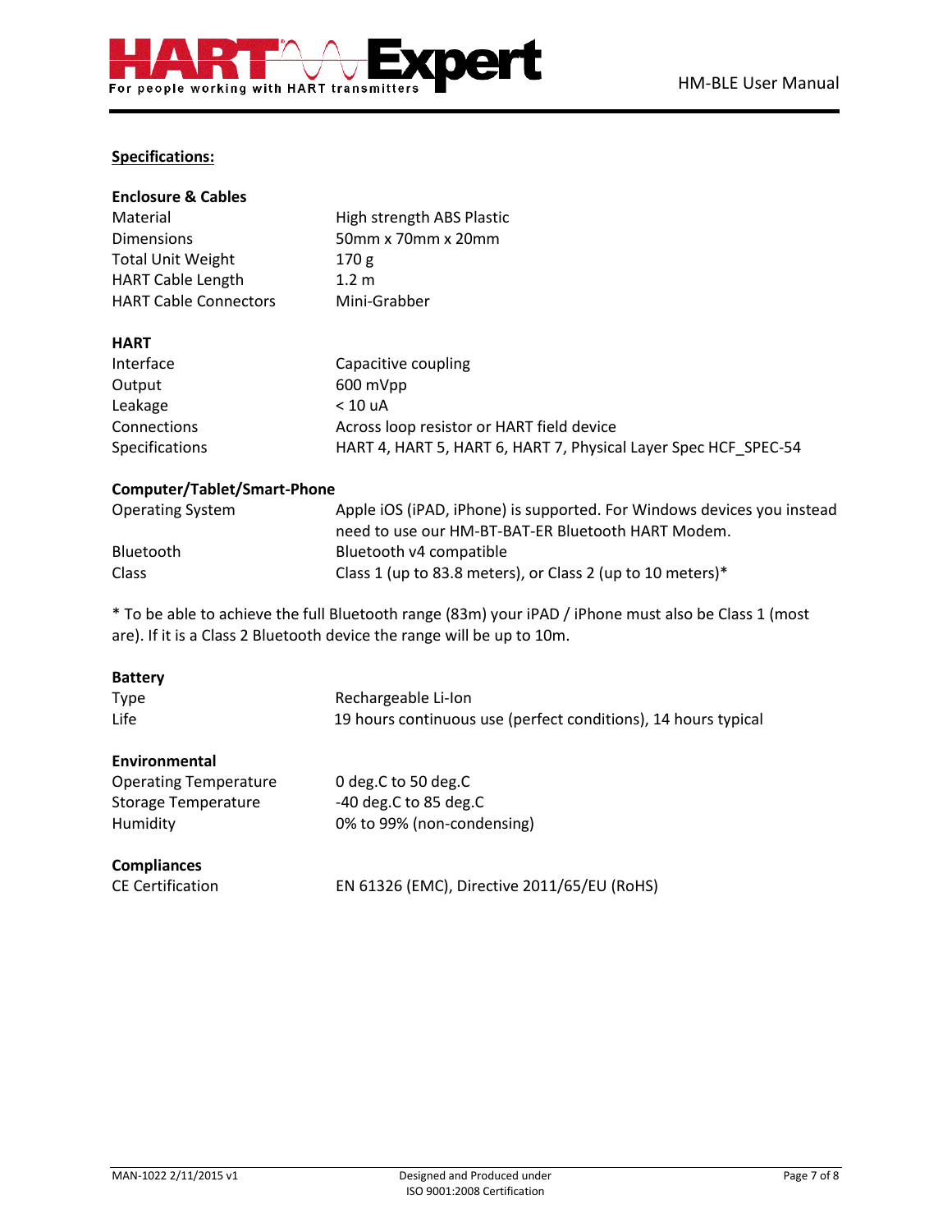## Specifications:

**Enclosure & Cables**

| | |
|---|---|
| Material | High strength ABS Plastic |
| Dimensions | 50mm x 70mm x 20mm |
| Total Unit Weight | 170 g |
| HART Cable Length | 1.2 m |
| HART Cable Connectors | Mini-Grabber |

**HART**

| | |
|---|---|
| Interface | Capacitive coupling |
| Output | 600 mVpp |
| Leakage | < 10 uA |
| Connections | Across loop resistor or HART field device |
| Specifications | HART 4, HART 5, HART 6, HART 7, Physical Layer Spec HCF_SPEC-54 |

**Computer/Tablet/Smart-Phone**

| | |
|---|---|
| Operating System | Apple iOS (iPAD, iPhone) is supported. For Windows devices you instead need to use our HM-BT-BAT-ER Bluetooth HART Modem. |
| Bluetooth | Bluetooth v4 compatible |
| Class | Class 1 (up to 83.8 meters), or Class 2 (up to 10 meters)* |

* To be able to achieve the full Bluetooth range (83m) your iPAD / iPhone must also be Class 1 (most are). If it is a Class 2 Bluetooth device the range will be up to 10m.

**Battery**

| | |
|---|---|
| Type | Rechargeable Li-Ion |
| Life | 19 hours continuous use (perfect conditions), 14 hours typical |

**Environmental**

| | |
|---|---|
| Operating Temperature | 0 deg.C to 50 deg.C |
| Storage Temperature | -40 deg.C to 85 deg.C |
| Humidity | 0% to 99% (non-condensing) |

**Compliances**

| | |
|---|---|
| CE Certification | EN 61326 (EMC), Directive 2011/65/EU (RoHS) |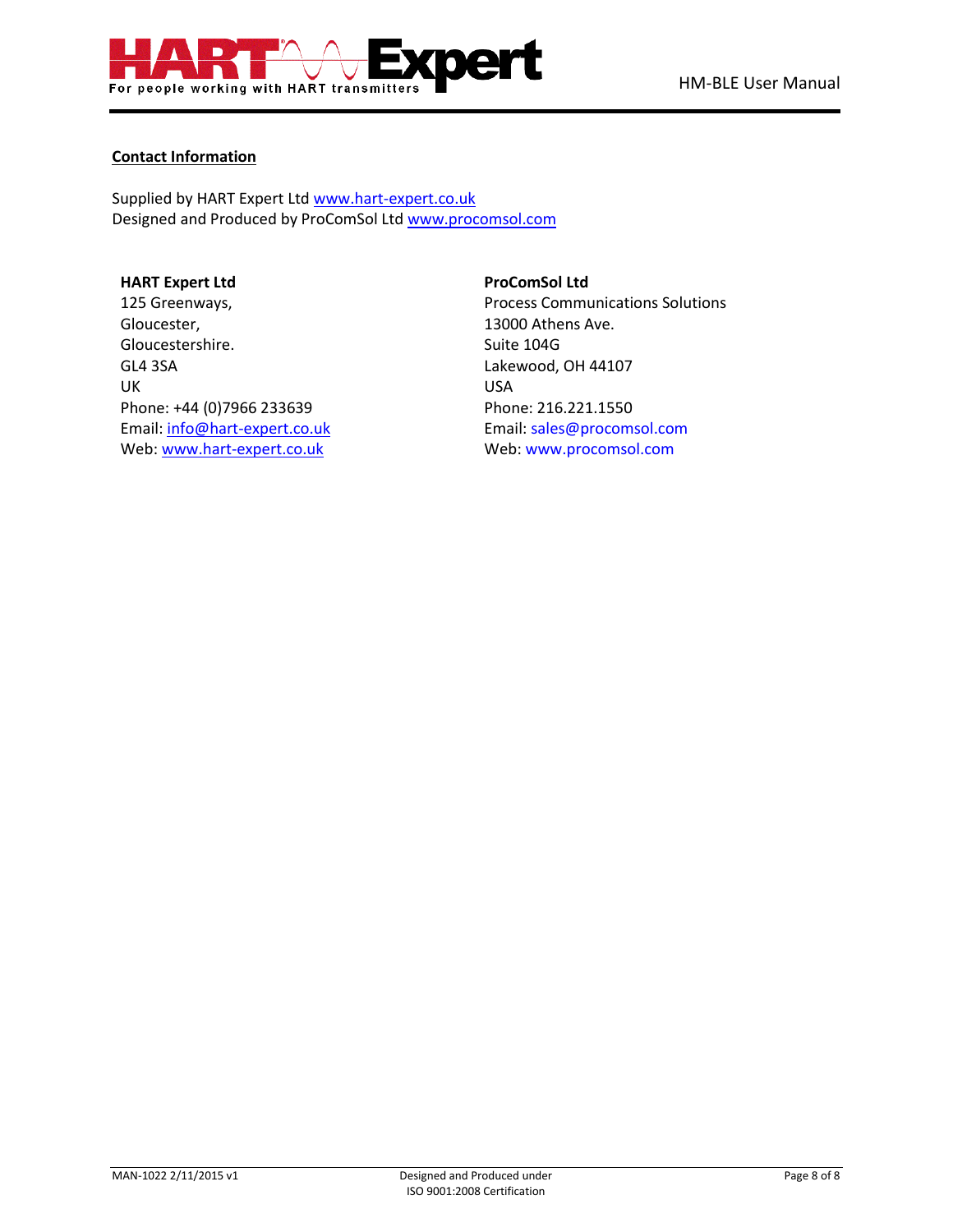## Contact Information

Supplied by HART Expert Ltd www.hart-expert.co.uk
Designed and Produced by ProComSol Ltd www.procomsol.com

**HART Expert Ltd**
125 Greenways,
Gloucester,
Gloucestershire.
GL4 3SA
UK
Phone: +44 (0)7966 233639
Email: info@hart-expert.co.uk
Web: www.hart-expert.co.uk

**ProComSol Ltd**
Process Communications Solutions
13000 Athens Ave.
Suite 104G
Lakewood, OH 44107
USA
Phone: 216.221.1550
Email: sales@procomsol.com
Web: www.procomsol.com